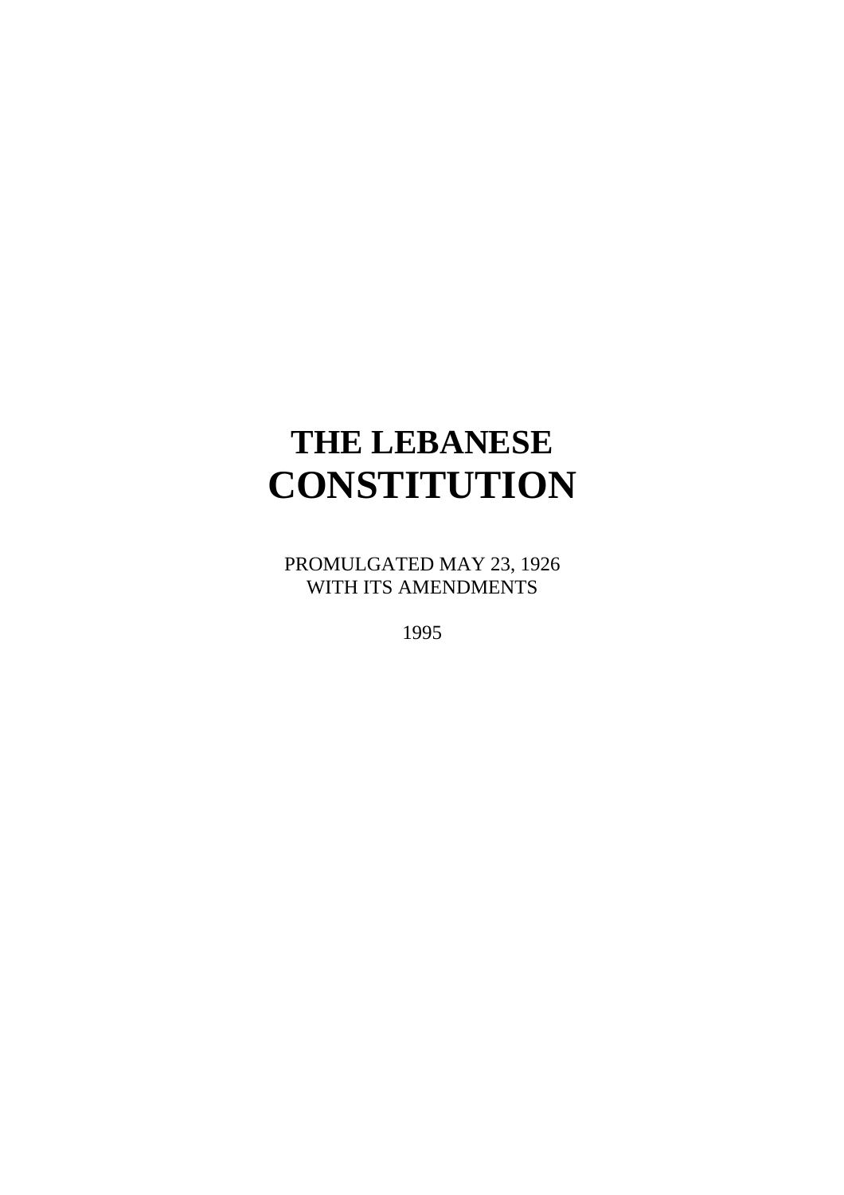# THE LEBANESE CONSTITUTION

PROMULGATED MAY 23, 1926
WITH ITS AMENDMENTS

1995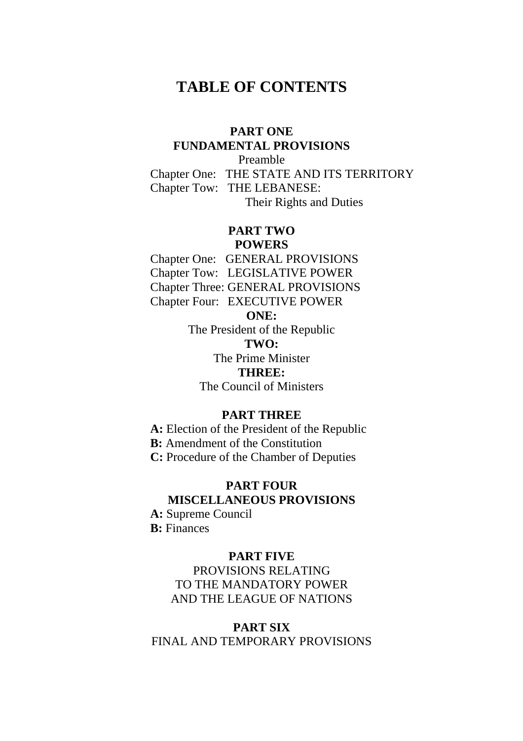# TABLE OF CONTENTS

## PART ONE
## FUNDAMENTAL PROVISIONS

Preamble

Chapter One: THE STATE AND ITS TERRITORY

Chapter Tow: THE LEBANESE: Their Rights and Duties

## PART TWO
## POWERS

Chapter One: GENERAL PROVISIONS

Chapter Tow: LEGISLATIVE POWER

Chapter Three: GENERAL PROVISIONS

Chapter Four: EXECUTIVE POWER

**ONE:**

The President of the Republic

**TWO:**

The Prime Minister

**THREE:**

The Council of Ministers

## PART THREE

**A:** Election of the President of the Republic

**B:** Amendment of the Constitution

**C:** Procedure of the Chamber of Deputies

## PART FOUR
## MISCELLANEOUS PROVISIONS

**A:** Supreme Council

**B:** Finances

## PART FIVE

PROVISIONS RELATING TO THE MANDATORY POWER AND THE LEAGUE OF NATIONS

## PART SIX

FINAL AND TEMPORARY PROVISIONS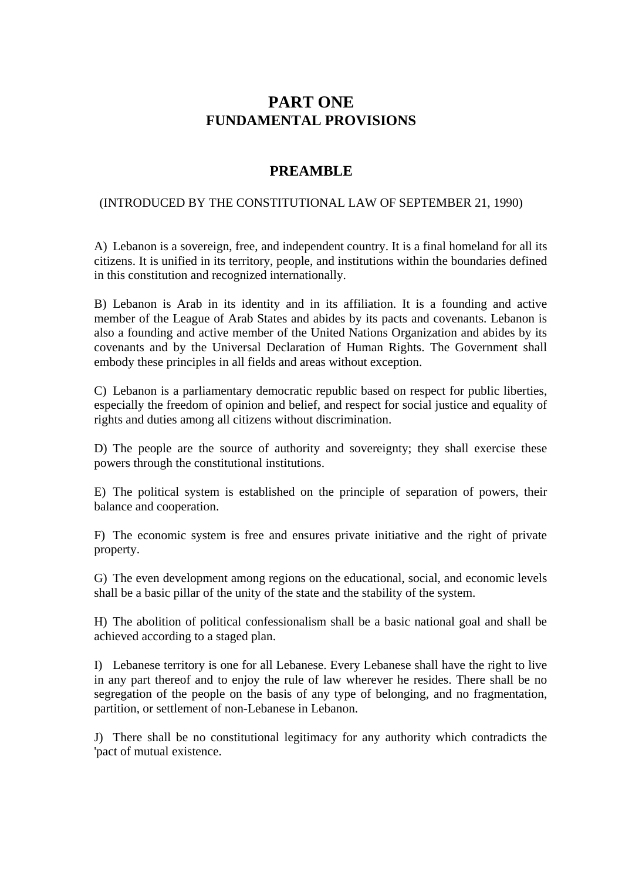# PART ONE
## FUNDAMENTAL PROVISIONS

## PREAMBLE

(INTRODUCED BY THE CONSTITUTIONAL LAW OF SEPTEMBER 21, 1990)

A) Lebanon is a sovereign, free, and independent country. It is a final homeland for all its citizens. It is unified in its territory, people, and institutions within the boundaries defined in this constitution and recognized internationally.

B) Lebanon is Arab in its identity and in its affiliation. It is a founding and active member of the League of Arab States and abides by its pacts and covenants. Lebanon is also a founding and active member of the United Nations Organization and abides by its covenants and by the Universal Declaration of Human Rights. The Government shall embody these principles in all fields and areas without exception.

C) Lebanon is a parliamentary democratic republic based on respect for public liberties, especially the freedom of opinion and belief, and respect for social justice and equality of rights and duties among all citizens without discrimination.

D) The people are the source of authority and sovereignty; they shall exercise these powers through the constitutional institutions.

E) The political system is established on the principle of separation of powers, their balance and cooperation.

F) The economic system is free and ensures private initiative and the right of private property.

G) The even development among regions on the educational, social, and economic levels shall be a basic pillar of the unity of the state and the stability of the system.

H) The abolition of political confessionalism shall be a basic national goal and shall be achieved according to a staged plan.

I) Lebanese territory is one for all Lebanese. Every Lebanese shall have the right to live in any part thereof and to enjoy the rule of law wherever he resides. There shall be no segregation of the people on the basis of any type of belonging, and no fragmentation, partition, or settlement of non-Lebanese in Lebanon.

J) There shall be no constitutional legitimacy for any authority which contradicts the 'pact of mutual existence.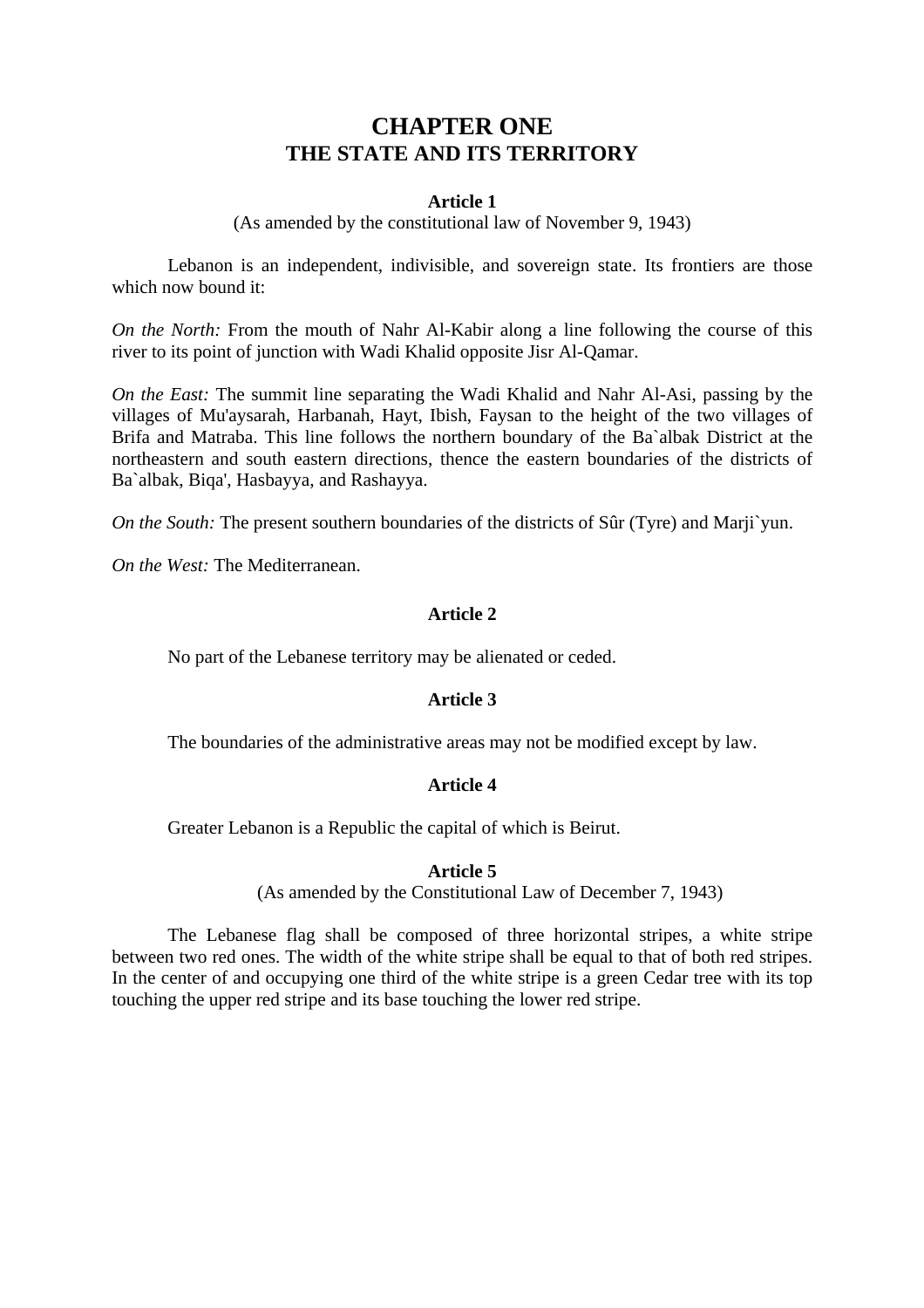# CHAPTER ONE
## THE STATE AND ITS TERRITORY

### Article 1

(As amended by the constitutional law of November 9, 1943)

Lebanon is an independent, indivisible, and sovereign state. Its frontiers are those which now bound it:

*On the North:* From the mouth of Nahr Al-Kabir along a line following the course of this river to its point of junction with Wadi Khalid opposite Jisr Al-Qamar.

*On the East:* The summit line separating the Wadi Khalid and Nahr Al-Asi, passing by the villages of Mu'aysarah, Harbanah, Hayt, Ibish, Faysan to the height of the two villages of Brifa and Matraba. This line follows the northern boundary of the Ba`albak District at the northeastern and south eastern directions, thence the eastern boundaries of the districts of Ba`albak, Biqa', Hasbayya, and Rashayya.

*On the South:* The present southern boundaries of the districts of Sûr (Tyre) and Marji`yun.

*On the West:* The Mediterranean.

### Article 2

No part of the Lebanese territory may be alienated or ceded.

### Article 3

The boundaries of the administrative areas may not be modified except by law.

### Article 4

Greater Lebanon is a Republic the capital of which is Beirut.

### Article 5

(As amended by the Constitutional Law of December 7, 1943)

The Lebanese flag shall be composed of three horizontal stripes, a white stripe between two red ones. The width of the white stripe shall be equal to that of both red stripes. In the center of and occupying one third of the white stripe is a green Cedar tree with its top touching the upper red stripe and its base touching the lower red stripe.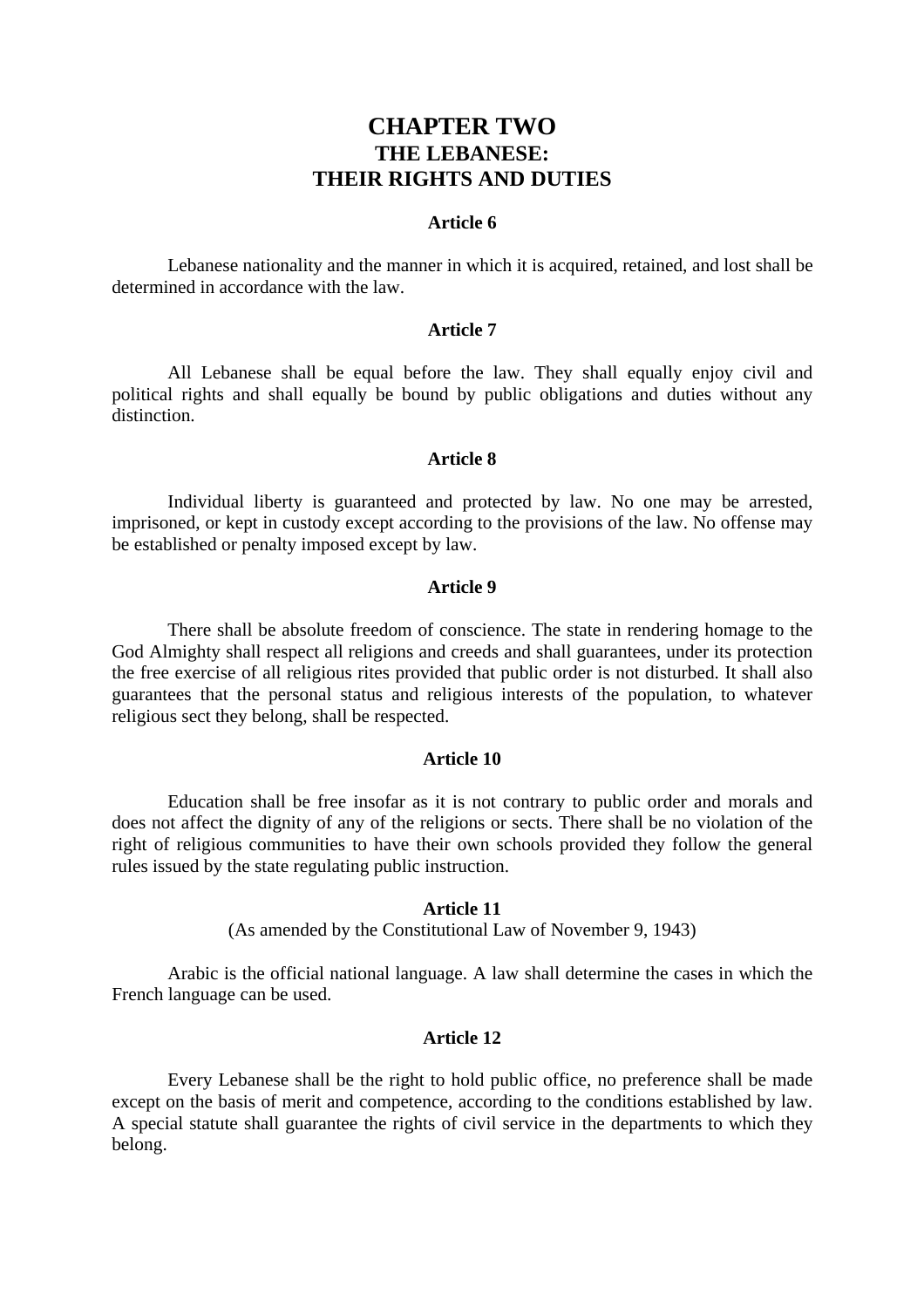# CHAPTER TWO
## THE LEBANESE:
## THEIR RIGHTS AND DUTIES

### Article 6

Lebanese nationality and the manner in which it is acquired, retained, and lost shall be determined in accordance with the law.

### Article 7

All Lebanese shall be equal before the law. They shall equally enjoy civil and political rights and shall equally be bound by public obligations and duties without any distinction.

### Article 8

Individual liberty is guaranteed and protected by law. No one may be arrested, imprisoned, or kept in custody except according to the provisions of the law. No offense may be established or penalty imposed except by law.

### Article 9

There shall be absolute freedom of conscience. The state in rendering homage to the God Almighty shall respect all religions and creeds and shall guarantees, under its protection the free exercise of all religious rites provided that public order is not disturbed. It shall also guarantees that the personal status and religious interests of the population, to whatever religious sect they belong, shall be respected.

### Article 10

Education shall be free insofar as it is not contrary to public order and morals and does not affect the dignity of any of the religions or sects. There shall be no violation of the right of religious communities to have their own schools provided they follow the general rules issued by the state regulating public instruction.

### Article 11

(As amended by the Constitutional Law of November 9, 1943)

Arabic is the official national language. A law shall determine the cases in which the French language can be used.

### Article 12

Every Lebanese shall be the right to hold public office, no preference shall be made except on the basis of merit and competence, according to the conditions established by law. A special statute shall guarantee the rights of civil service in the departments to which they belong.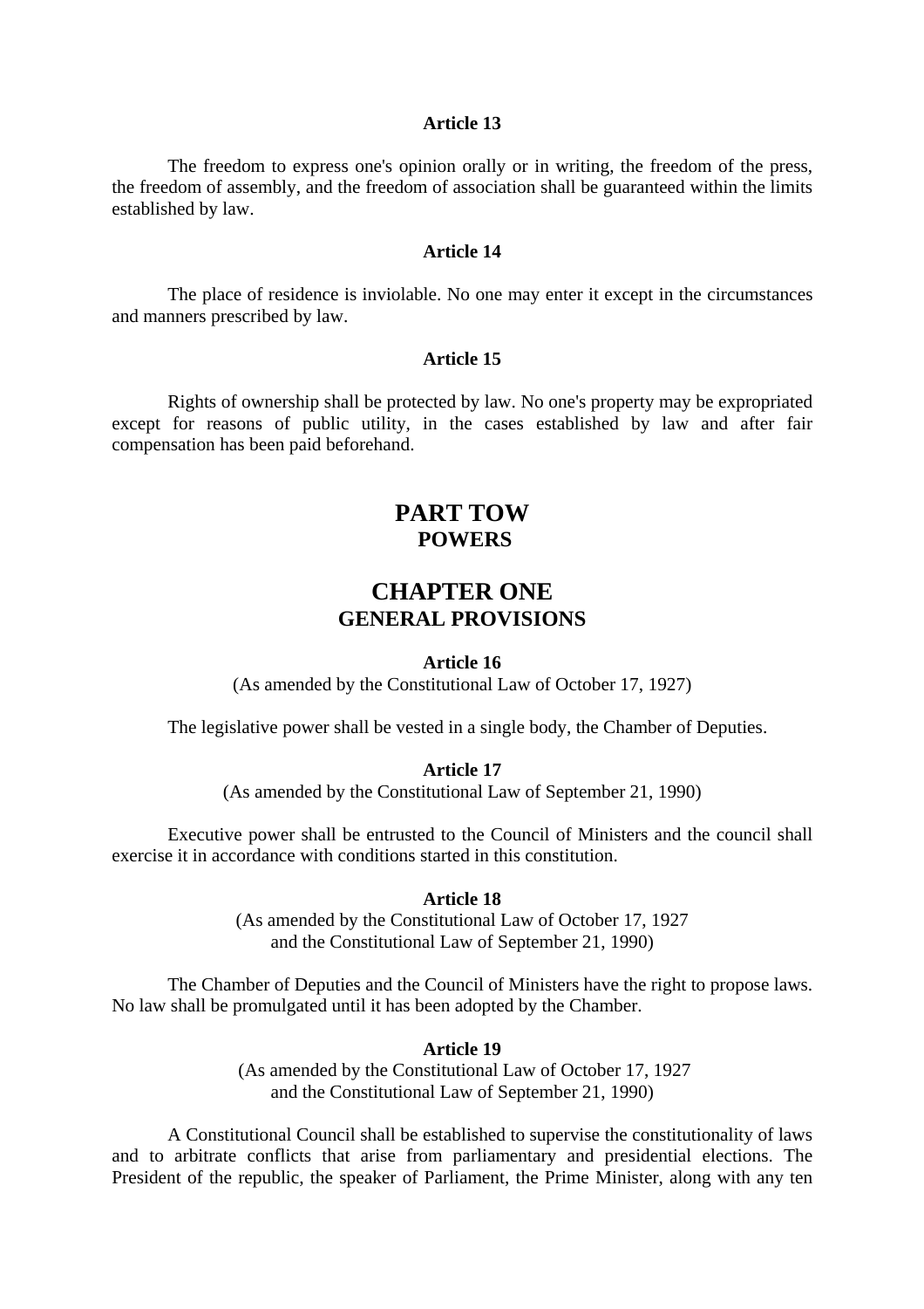### Article 13

The freedom to express one's opinion orally or in writing, the freedom of the press, the freedom of assembly, and the freedom of association shall be guaranteed within the limits established by law.

### Article 14

The place of residence is inviolable. No one may enter it except in the circumstances and manners prescribed by law.

### Article 15

Rights of ownership shall be protected by law. No one's property may be expropriated except for reasons of public utility, in the cases established by law and after fair compensation has been paid beforehand.

# PART TOW
## POWERS

# CHAPTER ONE
## GENERAL PROVISIONS

### Article 16
(As amended by the Constitutional Law of October 17, 1927)

The legislative power shall be vested in a single body, the Chamber of Deputies.

### Article 17
(As amended by the Constitutional Law of September 21, 1990)

Executive power shall be entrusted to the Council of Ministers and the council shall exercise it in accordance with conditions started in this constitution.

### Article 18
(As amended by the Constitutional Law of October 17, 1927
and the Constitutional Law of September 21, 1990)

The Chamber of Deputies and the Council of Ministers have the right to propose laws. No law shall be promulgated until it has been adopted by the Chamber.

### Article 19
(As amended by the Constitutional Law of October 17, 1927
and the Constitutional Law of September 21, 1990)

A Constitutional Council shall be established to supervise the constitutionality of laws and to arbitrate conflicts that arise from parliamentary and presidential elections. The President of the republic, the speaker of Parliament, the Prime Minister, along with any ten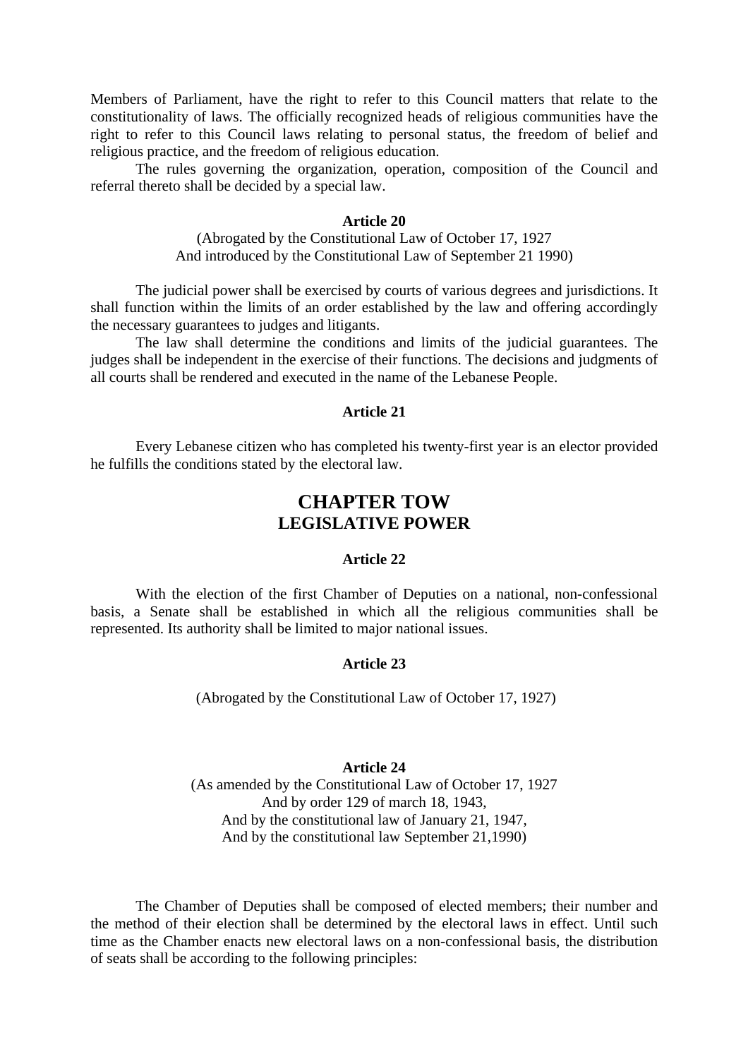Members of Parliament, have the right to refer to this Council matters that relate to the constitutionality of laws. The officially recognized heads of religious communities have the right to refer to this Council laws relating to personal status, the freedom of belief and religious practice, and the freedom of religious education.

The rules governing the organization, operation, composition of the Council and referral thereto shall be decided by a special law.

**Article 20**

(Abrogated by the Constitutional Law of October 17, 1927
And introduced by the Constitutional Law of September 21 1990)

The judicial power shall be exercised by courts of various degrees and jurisdictions. It shall function within the limits of an order established by the law and offering accordingly the necessary guarantees to judges and litigants.

The law shall determine the conditions and limits of the judicial guarantees. The judges shall be independent in the exercise of their functions. The decisions and judgments of all courts shall be rendered and executed in the name of the Lebanese People.

**Article 21**

Every Lebanese citizen who has completed his twenty-first year is an elector provided he fulfills the conditions stated by the electoral law.

## CHAPTER TOW
## LEGISLATIVE POWER

**Article 22**

With the election of the first Chamber of Deputies on a national, non-confessional basis, a Senate shall be established in which all the religious communities shall be represented. Its authority shall be limited to major national issues.

**Article 23**

(Abrogated by the Constitutional Law of October 17, 1927)

**Article 24**

(As amended by the Constitutional Law of October 17, 1927
And by order 129 of march 18, 1943,
And by the constitutional law of January 21, 1947,
And by the constitutional law September 21,1990)

The Chamber of Deputies shall be composed of elected members; their number and the method of their election shall be determined by the electoral laws in effect. Until such time as the Chamber enacts new electoral laws on a non-confessional basis, the distribution of seats shall be according to the following principles: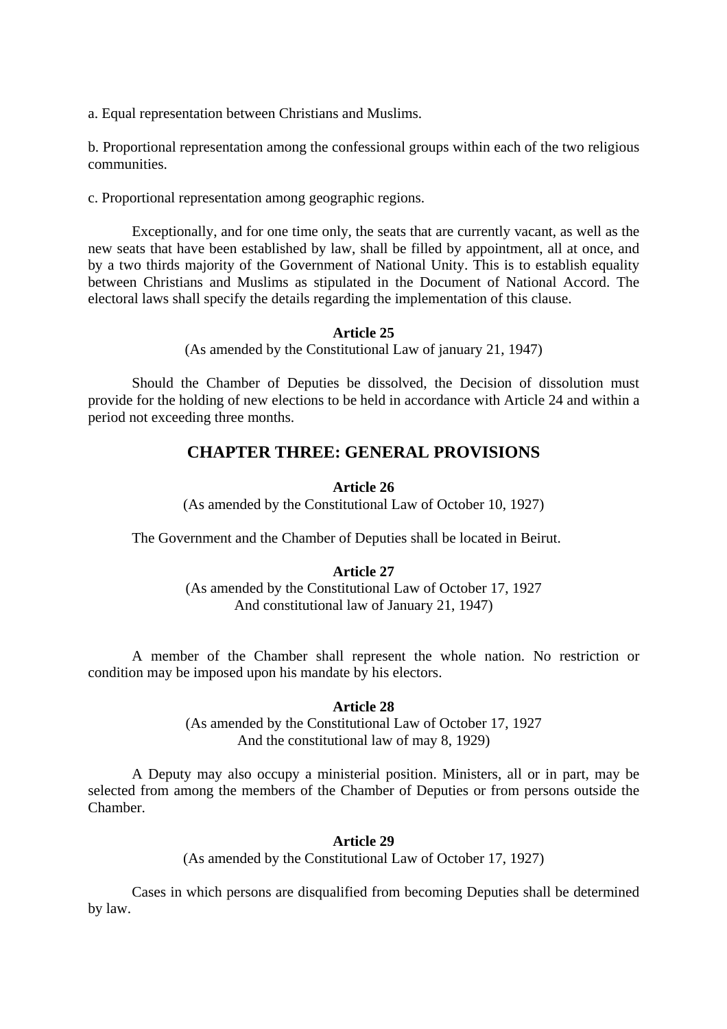a. Equal representation between Christians and Muslims.

b. Proportional representation among the confessional groups within each of the two religious communities.

c. Proportional representation among geographic regions.

Exceptionally, and for one time only, the seats that are currently vacant, as well as the new seats that have been established by law, shall be filled by appointment, all at once, and by a two thirds majority of the Government of National Unity. This is to establish equality between Christians and Muslims as stipulated in the Document of National Accord. The electoral laws shall specify the details regarding the implementation of this clause.

**Article 25**

(As amended by the Constitutional Law of january 21, 1947)

Should the Chamber of Deputies be dissolved, the Decision of dissolution must provide for the holding of new elections to be held in accordance with Article 24 and within a period not exceeding three months.

## CHAPTER THREE: GENERAL PROVISIONS

**Article 26**

(As amended by the Constitutional Law of October 10, 1927)

The Government and the Chamber of Deputies shall be located in Beirut.

**Article 27**

(As amended by the Constitutional Law of October 17, 1927
And constitutional law of January 21, 1947)

A member of the Chamber shall represent the whole nation. No restriction or condition may be imposed upon his mandate by his electors.

**Article 28**

(As amended by the Constitutional Law of October 17, 1927
And the constitutional law of may 8, 1929)

A Deputy may also occupy a ministerial position. Ministers, all or in part, may be selected from among the members of the Chamber of Deputies or from persons outside the Chamber.

**Article 29**

(As amended by the Constitutional Law of October 17, 1927)

Cases in which persons are disqualified from becoming Deputies shall be determined by law.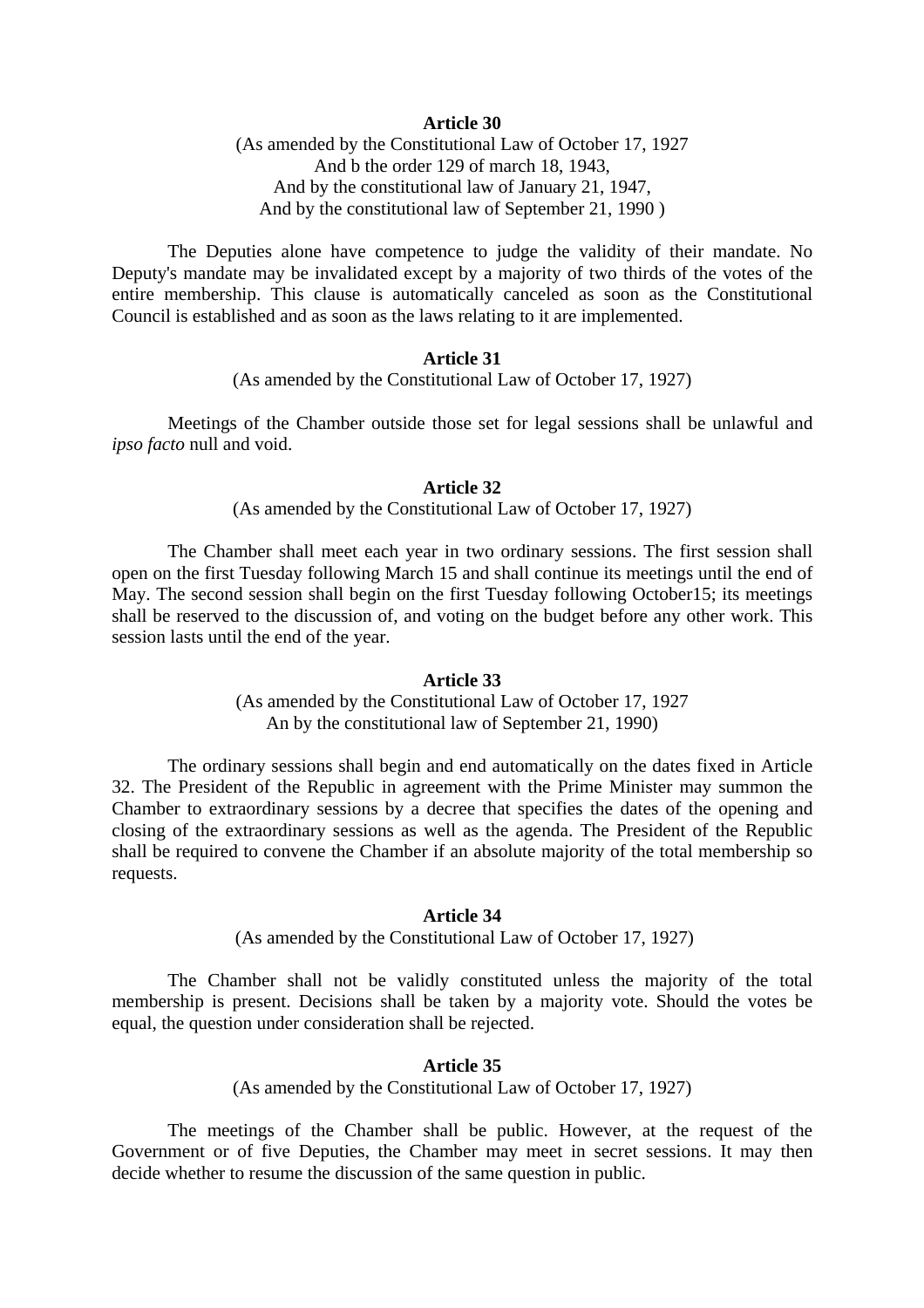**Article 30**

(As amended by the Constitutional Law of October 17, 1927
And b the order 129 of march 18, 1943,
And by the constitutional law of January 21, 1947,
And by the constitutional law of September 21, 1990 )

The Deputies alone have competence to judge the validity of their mandate. No Deputy's mandate may be invalidated except by a majority of two thirds of the votes of the entire membership. This clause is automatically canceled as soon as the Constitutional Council is established and as soon as the laws relating to it are implemented.

**Article 31**

(As amended by the Constitutional Law of October 17, 1927)

Meetings of the Chamber outside those set for legal sessions shall be unlawful and *ipso facto* null and void.

**Article 32**

(As amended by the Constitutional Law of October 17, 1927)

The Chamber shall meet each year in two ordinary sessions. The first session shall open on the first Tuesday following March 15 and shall continue its meetings until the end of May. The second session shall begin on the first Tuesday following October15; its meetings shall be reserved to the discussion of, and voting on the budget before any other work. This session lasts until the end of the year.

**Article 33**

(As amended by the Constitutional Law of October 17, 1927
An by the constitutional law of September 21, 1990)

The ordinary sessions shall begin and end automatically on the dates fixed in Article 32. The President of the Republic in agreement with the Prime Minister may summon the Chamber to extraordinary sessions by a decree that specifies the dates of the opening and closing of the extraordinary sessions as well as the agenda. The President of the Republic shall be required to convene the Chamber if an absolute majority of the total membership so requests.

**Article 34**

(As amended by the Constitutional Law of October 17, 1927)

The Chamber shall not be validly constituted unless the majority of the total membership is present. Decisions shall be taken by a majority vote. Should the votes be equal, the question under consideration shall be rejected.

**Article 35**

(As amended by the Constitutional Law of October 17, 1927)

The meetings of the Chamber shall be public. However, at the request of the Government or of five Deputies, the Chamber may meet in secret sessions. It may then decide whether to resume the discussion of the same question in public.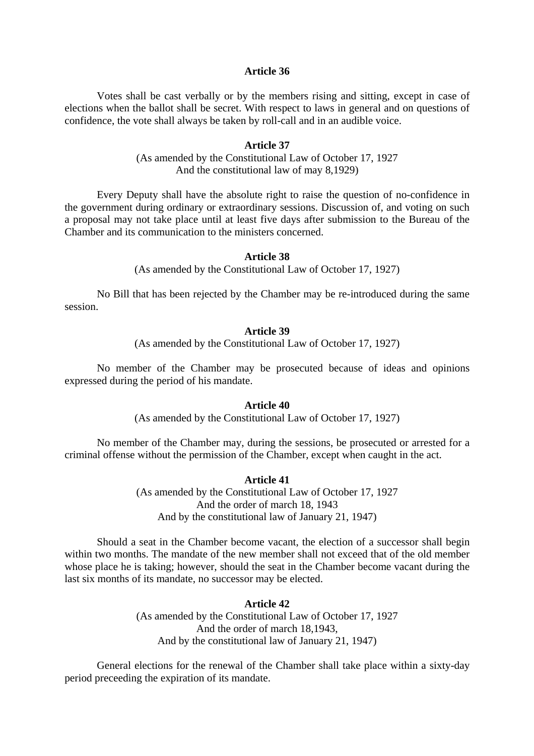**Article 36**

Votes shall be cast verbally or by the members rising and sitting, except in case of elections when the ballot shall be secret. With respect to laws in general and on questions of confidence, the vote shall always be taken by roll-call and in an audible voice.

**Article 37**

(As amended by the Constitutional Law of October 17, 1927
And the constitutional law of may 8,1929)

Every Deputy shall have the absolute right to raise the question of no-confidence in the government during ordinary or extraordinary sessions. Discussion of, and voting on such a proposal may not take place until at least five days after submission to the Bureau of the Chamber and its communication to the ministers concerned.

**Article 38**

(As amended by the Constitutional Law of October 17, 1927)

No Bill that has been rejected by the Chamber may be re-introduced during the same session.

**Article 39**

(As amended by the Constitutional Law of October 17, 1927)

No member of the Chamber may be prosecuted because of ideas and opinions expressed during the period of his mandate.

**Article 40**

(As amended by the Constitutional Law of October 17, 1927)

No member of the Chamber may, during the sessions, be prosecuted or arrested for a criminal offense without the permission of the Chamber, except when caught in the act.

**Article 41**

(As amended by the Constitutional Law of October 17, 1927
And the order of march 18, 1943
And by the constitutional law of January 21, 1947)

Should a seat in the Chamber become vacant, the election of a successor shall begin within two months. The mandate of the new member shall not exceed that of the old member whose place he is taking; however, should the seat in the Chamber become vacant during the last six months of its mandate, no successor may be elected.

**Article 42**

(As amended by the Constitutional Law of October 17, 1927
And the order of march 18,1943,
And by the constitutional law of January 21, 1947)

General elections for the renewal of the Chamber shall take place within a sixty-day period preceeding the expiration of its mandate.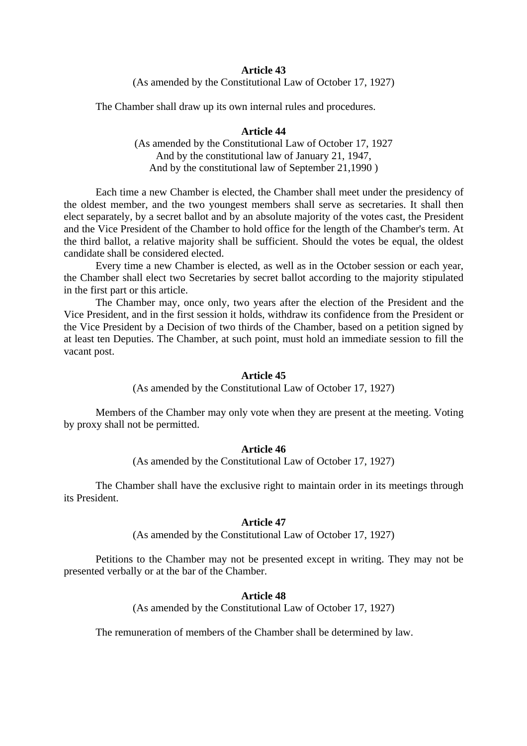**Article 43**

(As amended by the Constitutional Law of October 17, 1927)

The Chamber shall draw up its own internal rules and procedures.

**Article 44**

(As amended by the Constitutional Law of October 17, 1927
And by the constitutional law of January 21, 1947,
And by the constitutional law of September 21,1990 )

Each time a new Chamber is elected, the Chamber shall meet under the presidency of the oldest member, and the two youngest members shall serve as secretaries. It shall then elect separately, by a secret ballot and by an absolute majority of the votes cast, the President and the Vice President of the Chamber to hold office for the length of the Chamber's term. At the third ballot, a relative majority shall be sufficient. Should the votes be equal, the oldest candidate shall be considered elected.

Every time a new Chamber is elected, as well as in the October session or each year, the Chamber shall elect two Secretaries by secret ballot according to the majority stipulated in the first part or this article.

The Chamber may, once only, two years after the election of the President and the Vice President, and in the first session it holds, withdraw its confidence from the President or the Vice President by a Decision of two thirds of the Chamber, based on a petition signed by at least ten Deputies. The Chamber, at such point, must hold an immediate session to fill the vacant post.

**Article 45**

(As amended by the Constitutional Law of October 17, 1927)

Members of the Chamber may only vote when they are present at the meeting. Voting by proxy shall not be permitted.

**Article 46**

(As amended by the Constitutional Law of October 17, 1927)

The Chamber shall have the exclusive right to maintain order in its meetings through its President.

**Article 47**

(As amended by the Constitutional Law of October 17, 1927)

Petitions to the Chamber may not be presented except in writing. They may not be presented verbally or at the bar of the Chamber.

**Article 48**

(As amended by the Constitutional Law of October 17, 1927)

The remuneration of members of the Chamber shall be determined by law.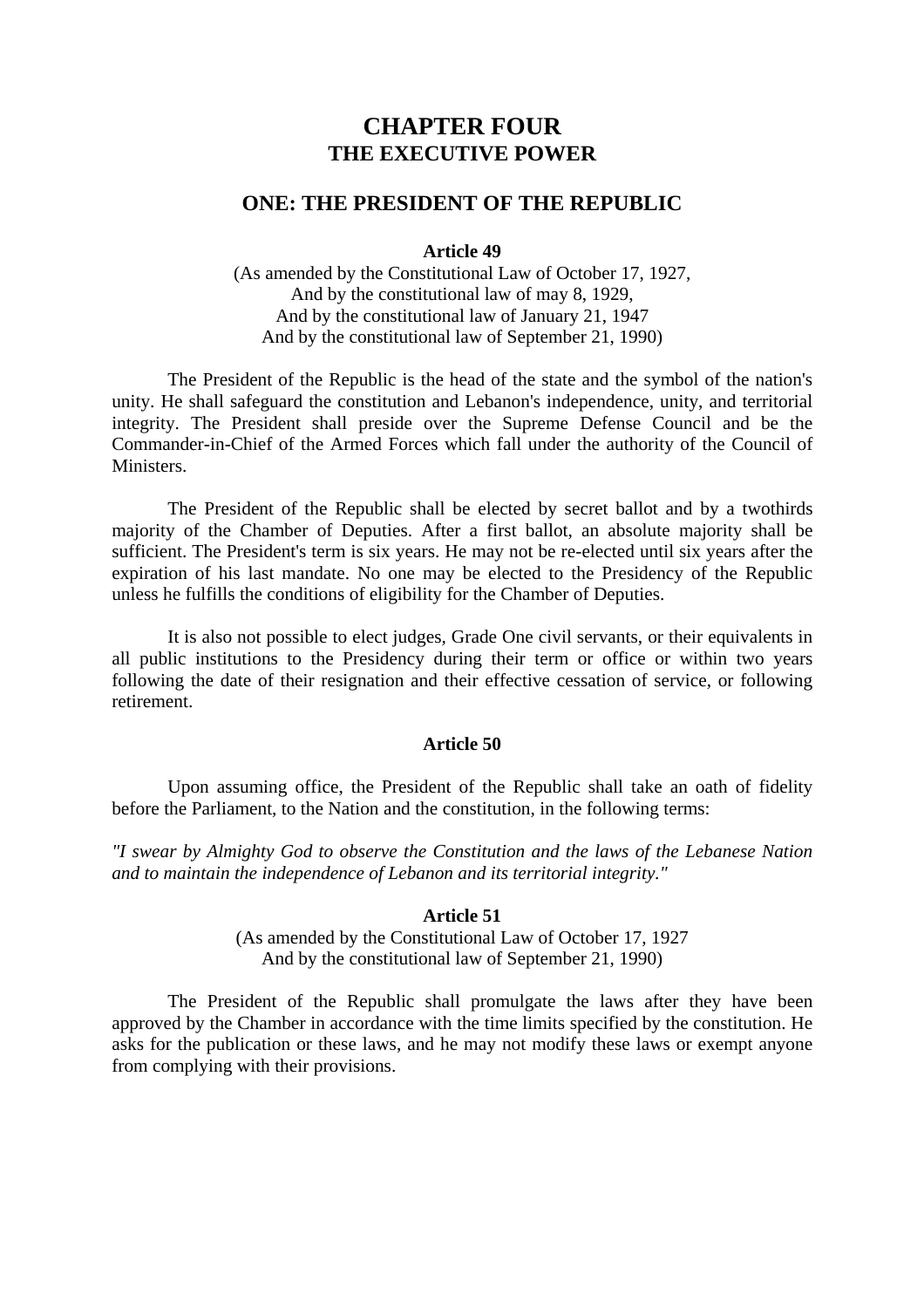# CHAPTER FOUR
## THE EXECUTIVE POWER

## ONE: THE PRESIDENT OF THE REPUBLIC

### Article 49

(As amended by the Constitutional Law of October 17, 1927,
And by the constitutional law of may 8, 1929,
And by the constitutional law of January 21, 1947
And by the constitutional law of September 21, 1990)

The President of the Republic is the head of the state and the symbol of the nation's unity. He shall safeguard the constitution and Lebanon's independence, unity, and territorial integrity. The President shall preside over the Supreme Defense Council and be the Commander-in-Chief of the Armed Forces which fall under the authority of the Council of Ministers.

The President of the Republic shall be elected by secret ballot and by a twothirds majority of the Chamber of Deputies. After a first ballot, an absolute majority shall be sufficient. The President's term is six years. He may not be re-elected until six years after the expiration of his last mandate. No one may be elected to the Presidency of the Republic unless he fulfills the conditions of eligibility for the Chamber of Deputies.

It is also not possible to elect judges, Grade One civil servants, or their equivalents in all public institutions to the Presidency during their term or office or within two years following the date of their resignation and their effective cessation of service, or following retirement.

### Article 50

Upon assuming office, the President of the Republic shall take an oath of fidelity before the Parliament, to the Nation and the constitution, in the following terms:

*"I swear by Almighty God to observe the Constitution and the laws of the Lebanese Nation and to maintain the independence of Lebanon and its territorial integrity."*

### Article 51

(As amended by the Constitutional Law of October 17, 1927
And by the constitutional law of September 21, 1990)

The President of the Republic shall promulgate the laws after they have been approved by the Chamber in accordance with the time limits specified by the constitution. He asks for the publication or these laws, and he may not modify these laws or exempt anyone from complying with their provisions.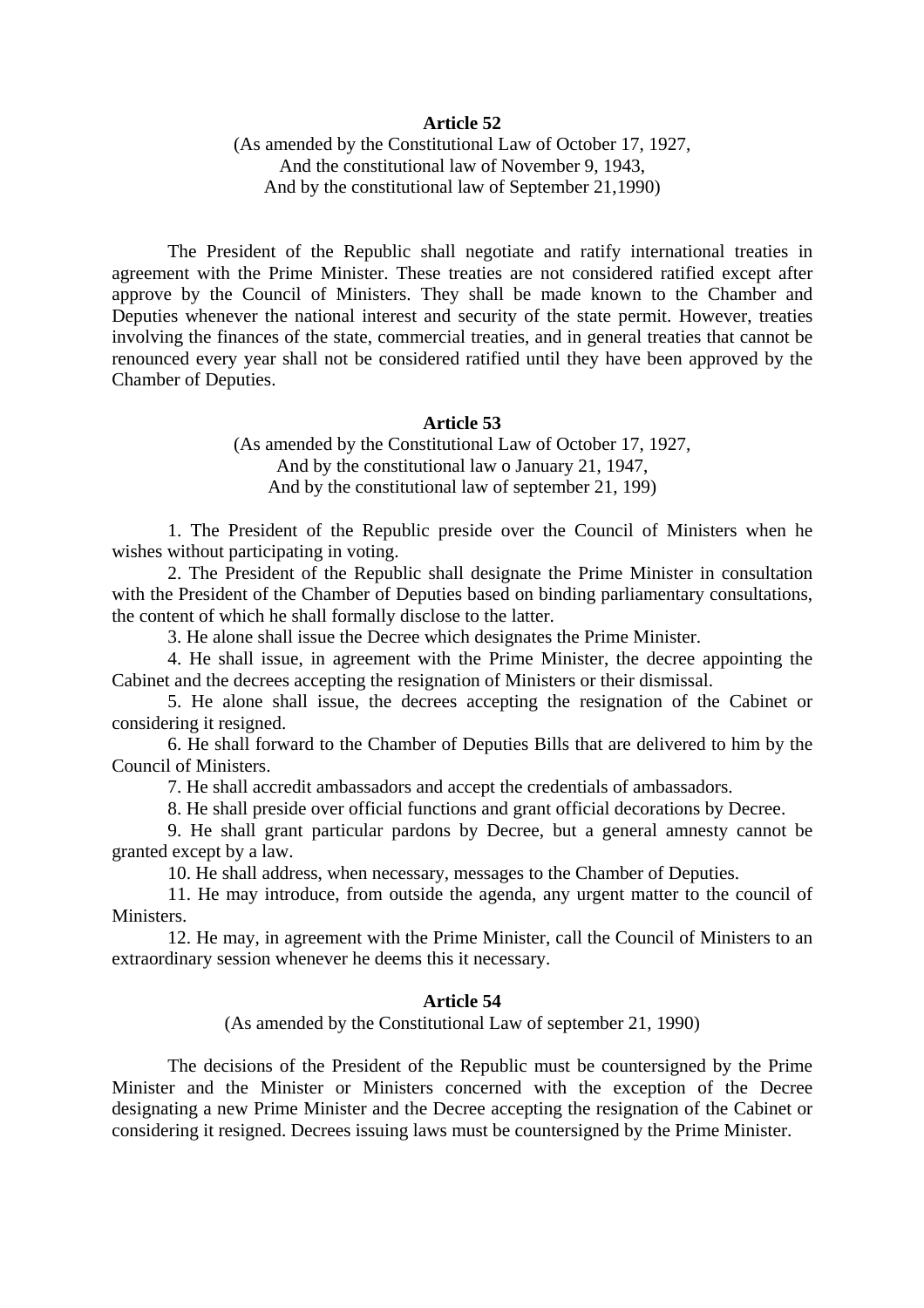**Article 52**

(As amended by the Constitutional Law of October 17, 1927,
And the constitutional law of November 9, 1943,
And by the constitutional law of September 21,1990)

The President of the Republic shall negotiate and ratify international treaties in agreement with the Prime Minister. These treaties are not considered ratified except after approve by the Council of Ministers. They shall be made known to the Chamber and Deputies whenever the national interest and security of the state permit. However, treaties involving the finances of the state, commercial treaties, and in general treaties that cannot be renounced every year shall not be considered ratified until they have been approved by the Chamber of Deputies.

**Article 53**

(As amended by the Constitutional Law of October 17, 1927,
And by the constitutional law o January 21, 1947,
And by the constitutional law of september 21, 199)

1. The President of the Republic preside over the Council of Ministers when he wishes without participating in voting.
2. The President of the Republic shall designate the Prime Minister in consultation with the President of the Chamber of Deputies based on binding parliamentary consultations, the content of which he shall formally disclose to the latter.
3. He alone shall issue the Decree which designates the Prime Minister.
4. He shall issue, in agreement with the Prime Minister, the decree appointing the Cabinet and the decrees accepting the resignation of Ministers or their dismissal.
5. He alone shall issue, the decrees accepting the resignation of the Cabinet or considering it resigned.
6. He shall forward to the Chamber of Deputies Bills that are delivered to him by the Council of Ministers.
7. He shall accredit ambassadors and accept the credentials of ambassadors.
8. He shall preside over official functions and grant official decorations by Decree.
9. He shall grant particular pardons by Decree, but a general amnesty cannot be granted except by a law.
10. He shall address, when necessary, messages to the Chamber of Deputies.
11. He may introduce, from outside the agenda, any urgent matter to the council of Ministers.
12. He may, in agreement with the Prime Minister, call the Council of Ministers to an extraordinary session whenever he deems this it necessary.

**Article 54**

(As amended by the Constitutional Law of september 21, 1990)

The decisions of the President of the Republic must be countersigned by the Prime Minister and the Minister or Ministers concerned with the exception of the Decree designating a new Prime Minister and the Decree accepting the resignation of the Cabinet or considering it resigned. Decrees issuing laws must be countersigned by the Prime Minister.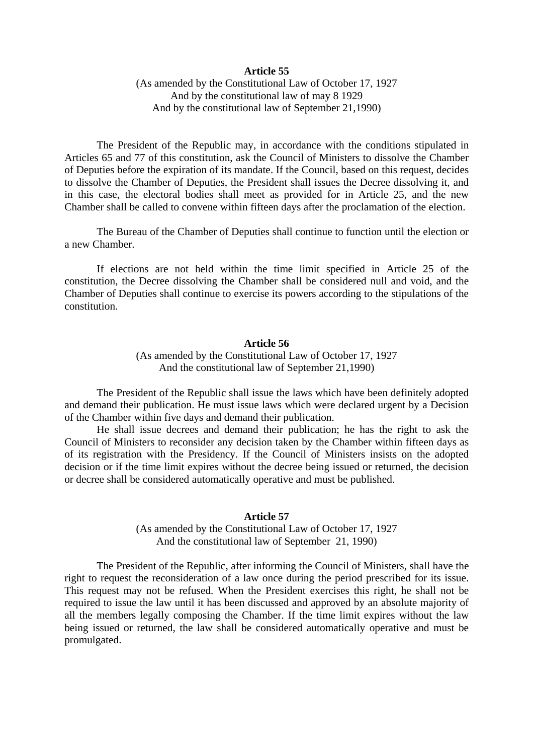**Article 55**

(As amended by the Constitutional Law of October 17, 1927
And by the constitutional law of may 8 1929
And by the constitutional law of September 21,1990)

The President of the Republic may, in accordance with the conditions stipulated in Articles 65 and 77 of this constitution, ask the Council of Ministers to dissolve the Chamber of Deputies before the expiration of its mandate. If the Council, based on this request, decides to dissolve the Chamber of Deputies, the President shall issues the Decree dissolving it, and in this case, the electoral bodies shall meet as provided for in Article 25, and the new Chamber shall be called to convene within fifteen days after the proclamation of the election.

The Bureau of the Chamber of Deputies shall continue to function until the election or a new Chamber.

If elections are not held within the time limit specified in Article 25 of the constitution, the Decree dissolving the Chamber shall be considered null and void, and the Chamber of Deputies shall continue to exercise its powers according to the stipulations of the constitution.

**Article 56**

(As amended by the Constitutional Law of October 17, 1927
And the constitutional law of September 21,1990)

The President of the Republic shall issue the laws which have been definitely adopted and demand their publication. He must issue laws which were declared urgent by a Decision of the Chamber within five days and demand their publication.

He shall issue decrees and demand their publication; he has the right to ask the Council of Ministers to reconsider any decision taken by the Chamber within fifteen days as of its registration with the Presidency. If the Council of Ministers insists on the adopted decision or if the time limit expires without the decree being issued or returned, the decision or decree shall be considered automatically operative and must be published.

**Article 57**

(As amended by the Constitutional Law of October 17, 1927
And the constitutional law of September 21, 1990)

The President of the Republic, after informing the Council of Ministers, shall have the right to request the reconsideration of a law once during the period prescribed for its issue. This request may not be refused. When the President exercises this right, he shall not be required to issue the law until it has been discussed and approved by an absolute majority of all the members legally composing the Chamber. If the time limit expires without the law being issued or returned, the law shall be considered automatically operative and must be promulgated.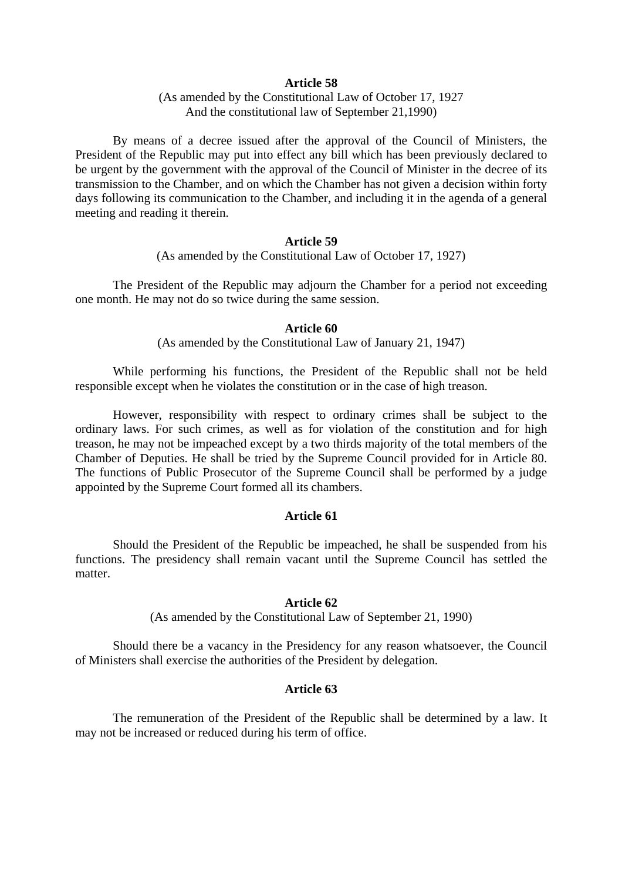### Article 58

(As amended by the Constitutional Law of October 17, 1927
And the constitutional law of September 21,1990)

By means of a decree issued after the approval of the Council of Ministers, the President of the Republic may put into effect any bill which has been previously declared to be urgent by the government with the approval of the Council of Minister in the decree of its transmission to the Chamber, and on which the Chamber has not given a decision within forty days following its communication to the Chamber, and including it in the agenda of a general meeting and reading it therein.

### Article 59

(As amended by the Constitutional Law of October 17, 1927)

The President of the Republic may adjourn the Chamber for a period not exceeding one month. He may not do so twice during the same session.

### Article 60

(As amended by the Constitutional Law of January 21, 1947)

While performing his functions, the President of the Republic shall not be held responsible except when he violates the constitution or in the case of high treason.

However, responsibility with respect to ordinary crimes shall be subject to the ordinary laws. For such crimes, as well as for violation of the constitution and for high treason, he may not be impeached except by a two thirds majority of the total members of the Chamber of Deputies. He shall be tried by the Supreme Council provided for in Article 80. The functions of Public Prosecutor of the Supreme Council shall be performed by a judge appointed by the Supreme Court formed all its chambers.

### Article 61

Should the President of the Republic be impeached, he shall be suspended from his functions. The presidency shall remain vacant until the Supreme Council has settled the matter.

### Article 62

(As amended by the Constitutional Law of September 21, 1990)

Should there be a vacancy in the Presidency for any reason whatsoever, the Council of Ministers shall exercise the authorities of the President by delegation.

### Article 63

The remuneration of the President of the Republic shall be determined by a law. It may not be increased or reduced during his term of office.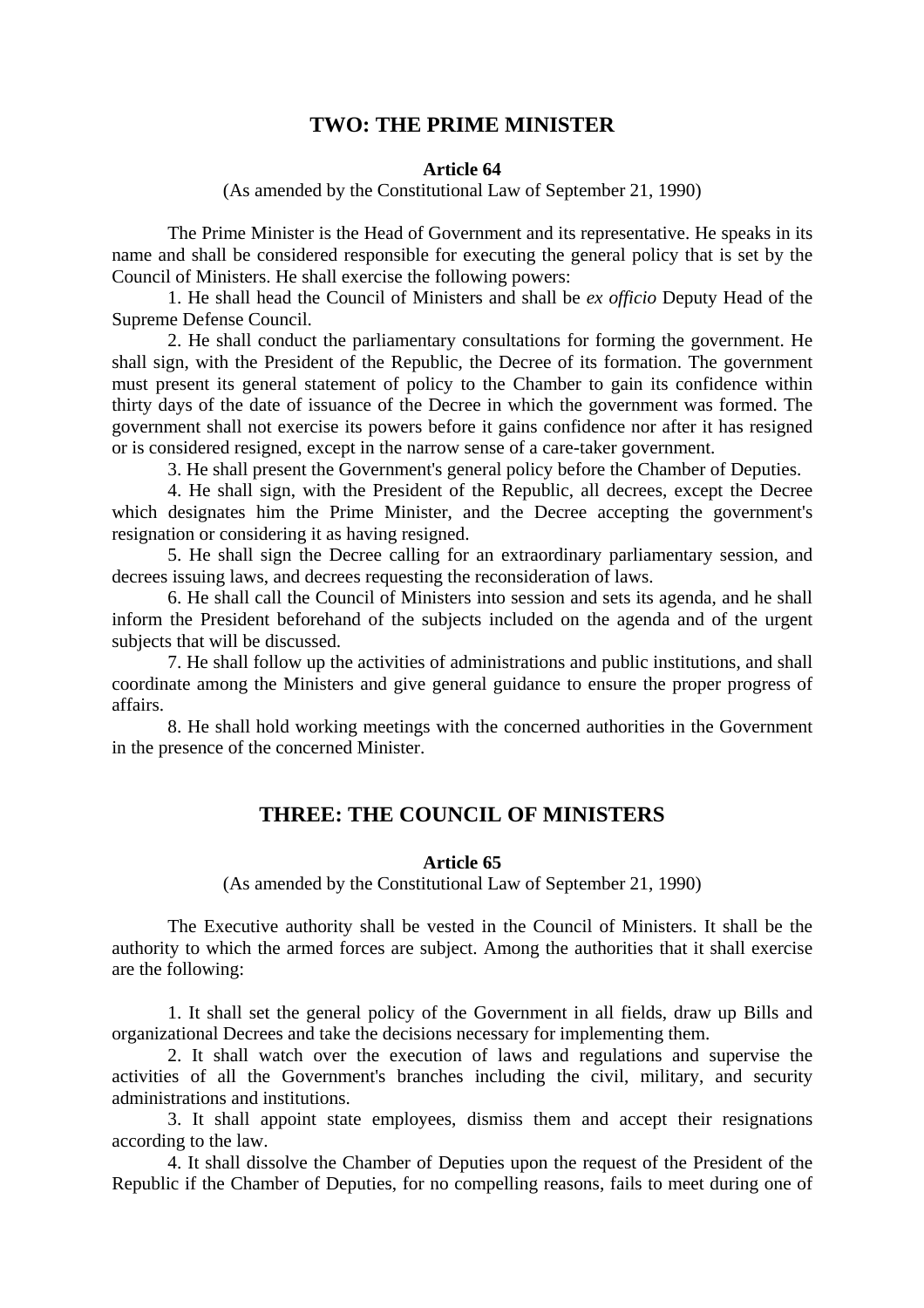## TWO: THE PRIME MINISTER

### Article 64

(As amended by the Constitutional Law of September 21, 1990)

The Prime Minister is the Head of Government and its representative. He speaks in its name and shall be considered responsible for executing the general policy that is set by the Council of Ministers. He shall exercise the following powers:

1. He shall head the Council of Ministers and shall be *ex officio* Deputy Head of the Supreme Defense Council.
2. He shall conduct the parliamentary consultations for forming the government. He shall sign, with the President of the Republic, the Decree of its formation. The government must present its general statement of policy to the Chamber to gain its confidence within thirty days of the date of issuance of the Decree in which the government was formed. The government shall not exercise its powers before it gains confidence nor after it has resigned or is considered resigned, except in the narrow sense of a care-taker government.
3. He shall present the Government's general policy before the Chamber of Deputies.
4. He shall sign, with the President of the Republic, all decrees, except the Decree which designates him the Prime Minister, and the Decree accepting the government's resignation or considering it as having resigned.
5. He shall sign the Decree calling for an extraordinary parliamentary session, and decrees issuing laws, and decrees requesting the reconsideration of laws.
6. He shall call the Council of Ministers into session and sets its agenda, and he shall inform the President beforehand of the subjects included on the agenda and of the urgent subjects that will be discussed.
7. He shall follow up the activities of administrations and public institutions, and shall coordinate among the Ministers and give general guidance to ensure the proper progress of affairs.
8. He shall hold working meetings with the concerned authorities in the Government in the presence of the concerned Minister.

## THREE: THE COUNCIL OF MINISTERS

### Article 65

(As amended by the Constitutional Law of September 21, 1990)

The Executive authority shall be vested in the Council of Ministers. It shall be the authority to which the armed forces are subject. Among the authorities that it shall exercise are the following:

1. It shall set the general policy of the Government in all fields, draw up Bills and organizational Decrees and take the decisions necessary for implementing them.
2. It shall watch over the execution of laws and regulations and supervise the activities of all the Government's branches including the civil, military, and security administrations and institutions.
3. It shall appoint state employees, dismiss them and accept their resignations according to the law.
4. It shall dissolve the Chamber of Deputies upon the request of the President of the Republic if the Chamber of Deputies, for no compelling reasons, fails to meet during one of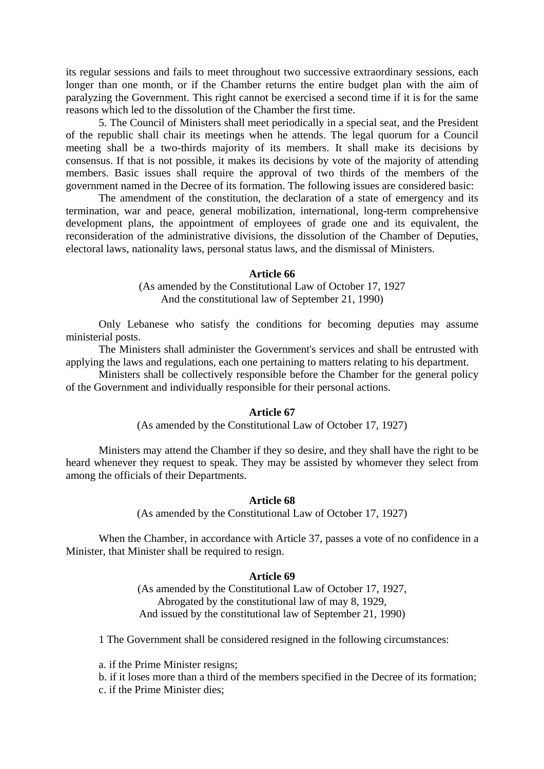its regular sessions and fails to meet throughout two successive extraordinary sessions, each longer than one month, or if the Chamber returns the entire budget plan with the aim of paralyzing the Government. This right cannot be exercised a second time if it is for the same reasons which led to the dissolution of the Chamber the first time.

5. The Council of Ministers shall meet periodically in a special seat, and the President of the republic shall chair its meetings when he attends. The legal quorum for a Council meeting shall be a two-thirds majority of its members. It shall make its decisions by consensus. If that is not possible, it makes its decisions by vote of the majority of attending members. Basic issues shall require the approval of two thirds of the members of the government named in the Decree of its formation. The following issues are considered basic:

The amendment of the constitution, the declaration of a state of emergency and its termination, war and peace, general mobilization, international, long-term comprehensive development plans, the appointment of employees of grade one and its equivalent, the reconsideration of the administrative divisions, the dissolution of the Chamber of Deputies, electoral laws, nationality laws, personal status laws, and the dismissal of Ministers.

**Article 66**

(As amended by the Constitutional Law of October 17, 1927
And the constitutional law of September 21, 1990)

Only Lebanese who satisfy the conditions for becoming deputies may assume ministerial posts.

The Ministers shall administer the Government's services and shall be entrusted with applying the laws and regulations, each one pertaining to matters relating to his department.

Ministers shall be collectively responsible before the Chamber for the general policy of the Government and individually responsible for their personal actions.

**Article 67**

(As amended by the Constitutional Law of October 17, 1927)

Ministers may attend the Chamber if they so desire, and they shall have the right to be heard whenever they request to speak. They may be assisted by whomever they select from among the officials of their Departments.

**Article 68**

(As amended by the Constitutional Law of October 17, 1927)

When the Chamber, in accordance with Article 37, passes a vote of no confidence in a Minister, that Minister shall be required to resign.

**Article 69**

(As amended by the Constitutional Law of October 17, 1927,
Abrogated by the constitutional law of may 8, 1929,
And issued by the constitutional law of September 21, 1990)

1 The Government shall be considered resigned in the following circumstances:

a. if the Prime Minister resigns;
b. if it loses more than a third of the members specified in the Decree of its formation;
c. if the Prime Minister dies;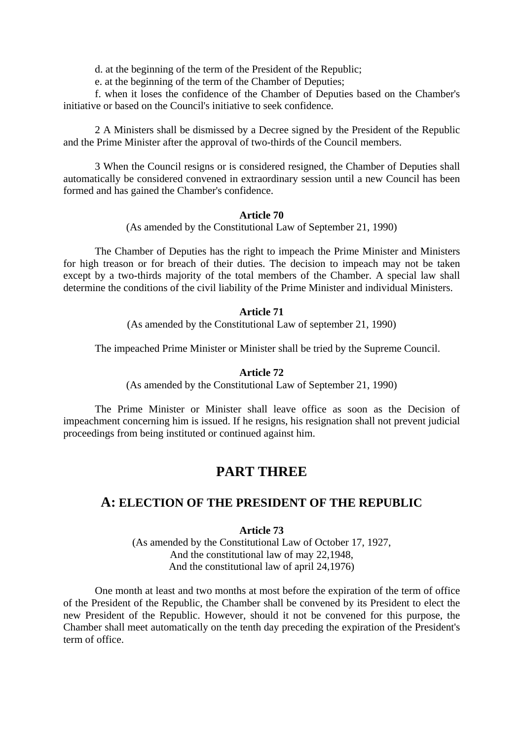d. at the beginning of the term of the President of the Republic;

e. at the beginning of the term of the Chamber of Deputies;

f. when it loses the confidence of the Chamber of Deputies based on the Chamber's initiative or based on the Council's initiative to seek confidence.

2 A Ministers shall be dismissed by a Decree signed by the President of the Republic and the Prime Minister after the approval of two-thirds of the Council members.

3 When the Council resigns or is considered resigned, the Chamber of Deputies shall automatically be considered convened in extraordinary session until a new Council has been formed and has gained the Chamber's confidence.

**Article 70**

(As amended by the Constitutional Law of September 21, 1990)

The Chamber of Deputies has the right to impeach the Prime Minister and Ministers for high treason or for breach of their duties. The decision to impeach may not be taken except by a two-thirds majority of the total members of the Chamber. A special law shall determine the conditions of the civil liability of the Prime Minister and individual Ministers.

**Article 71**

(As amended by the Constitutional Law of september 21, 1990)

The impeached Prime Minister or Minister shall be tried by the Supreme Council.

**Article 72**

(As amended by the Constitutional Law of September 21, 1990)

The Prime Minister or Minister shall leave office as soon as the Decision of impeachment concerning him is issued. If he resigns, his resignation shall not prevent judicial proceedings from being instituted or continued against him.

# PART THREE

## A: ELECTION OF THE PRESIDENT OF THE REPUBLIC

**Article 73**

(As amended by the Constitutional Law of October 17, 1927,
And the constitutional law of may 22,1948,
And the constitutional law of april 24,1976)

One month at least and two months at most before the expiration of the term of office of the President of the Republic, the Chamber shall be convened by its President to elect the new President of the Republic. However, should it not be convened for this purpose, the Chamber shall meet automatically on the tenth day preceding the expiration of the President's term of office.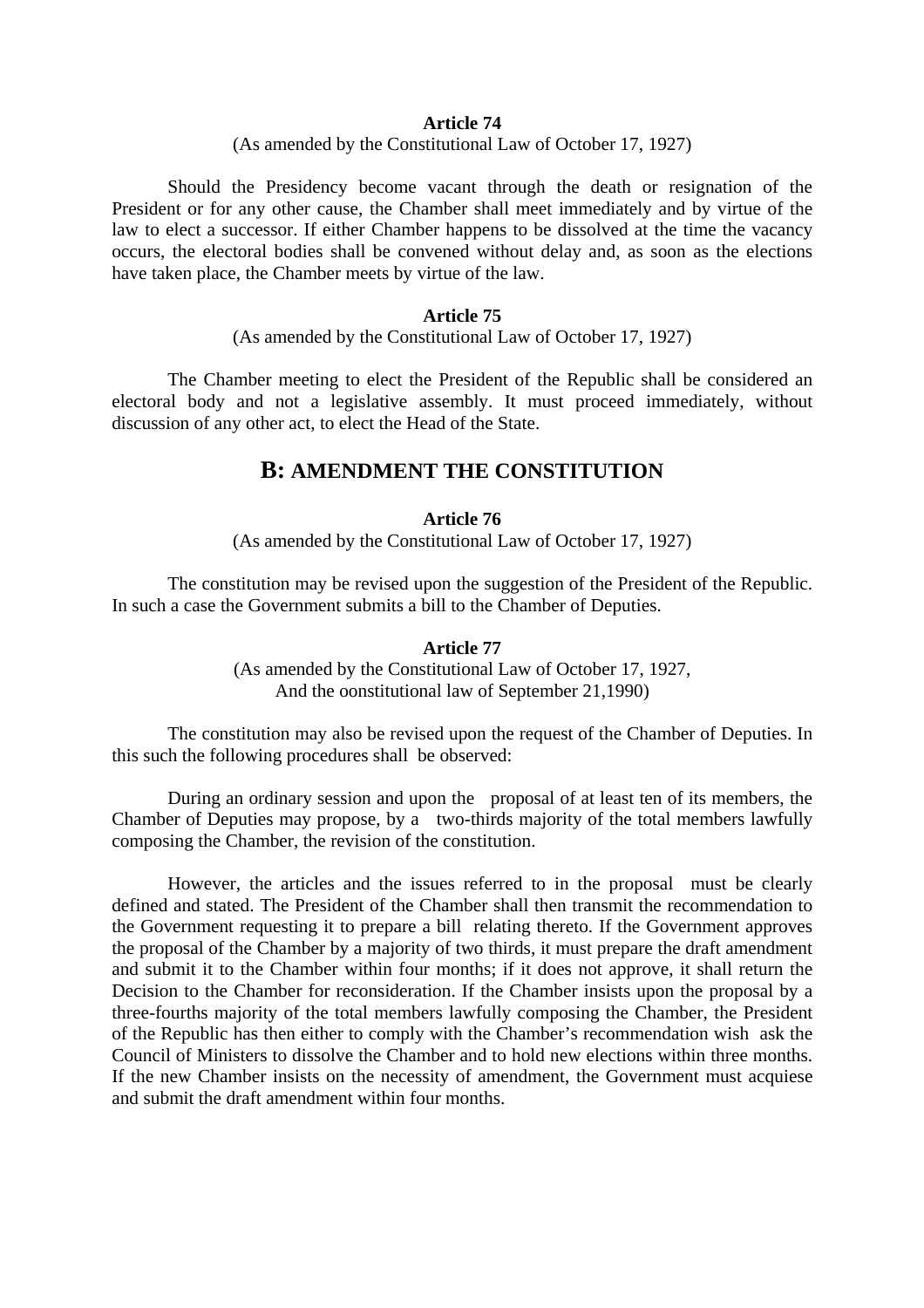**Article 74**

(As amended by the Constitutional Law of October 17, 1927)

Should the Presidency become vacant through the death or resignation of the President or for any other cause, the Chamber shall meet immediately and by virtue of the law to elect a successor. If either Chamber happens to be dissolved at the time the vacancy occurs, the electoral bodies shall be convened without delay and, as soon as the elections have taken place, the Chamber meets by virtue of the law.

**Article 75**

(As amended by the Constitutional Law of October 17, 1927)

The Chamber meeting to elect the President of the Republic shall be considered an electoral body and not a legislative assembly. It must proceed immediately, without discussion of any other act, to elect the Head of the State.

## B: AMENDMENT THE CONSTITUTION

**Article 76**

(As amended by the Constitutional Law of October 17, 1927)

The constitution may be revised upon the suggestion of the President of the Republic. In such a case the Government submits a bill to the Chamber of Deputies.

**Article 77**

(As amended by the Constitutional Law of October 17, 1927,
And the oonstitutional law of September 21,1990)

The constitution may also be revised upon the request of the Chamber of Deputies. In this such the following procedures shall be observed:

During an ordinary session and upon the proposal of at least ten of its members, the Chamber of Deputies may propose, by a two-thirds majority of the total members lawfully composing the Chamber, the revision of the constitution.

However, the articles and the issues referred to in the proposal must be clearly defined and stated. The President of the Chamber shall then transmit the recommendation to the Government requesting it to prepare a bill relating thereto. If the Government approves the proposal of the Chamber by a majority of two thirds, it must prepare the draft amendment and submit it to the Chamber within four months; if it does not approve, it shall return the Decision to the Chamber for reconsideration. If the Chamber insists upon the proposal by a three-fourths majority of the total members lawfully composing the Chamber, the President of the Republic has then either to comply with the Chamber's recommendation wish ask the Council of Ministers to dissolve the Chamber and to hold new elections within three months. If the new Chamber insists on the necessity of amendment, the Government must acquiese and submit the draft amendment within four months.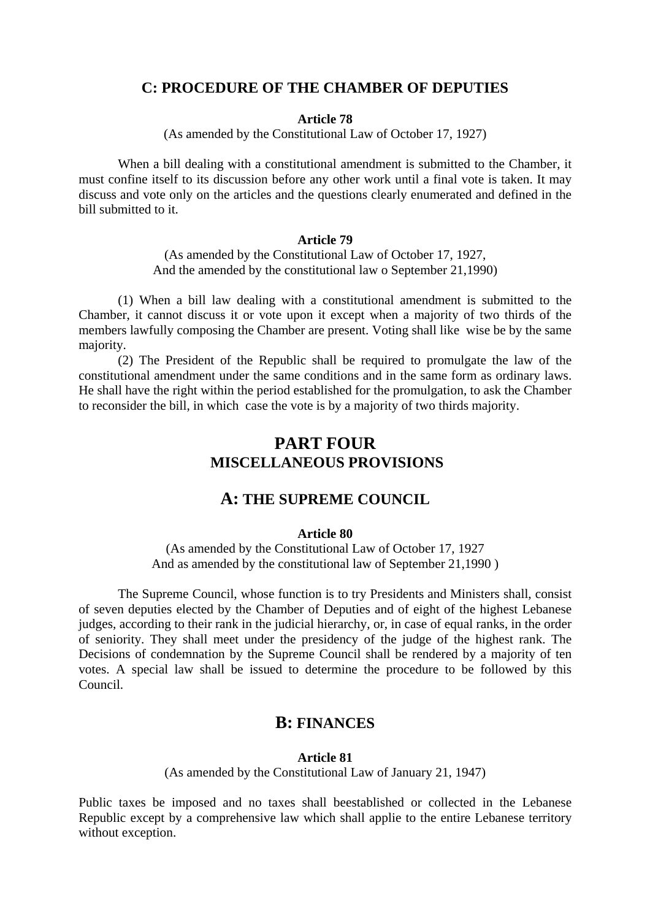## C: PROCEDURE OF THE CHAMBER OF DEPUTIES

**Article 78**

(As amended by the Constitutional Law of October 17, 1927)

When a bill dealing with a constitutional amendment is submitted to the Chamber, it must confine itself to its discussion before any other work until a final vote is taken. It may discuss and vote only on the articles and the questions clearly enumerated and defined in the bill submitted to it.

**Article 79**

(As amended by the Constitutional Law of October 17, 1927,
And the amended by the constitutional law o September 21,1990)

(1) When a bill law dealing with a constitutional amendment is submitted to the Chamber, it cannot discuss it or vote upon it except when a majority of two thirds of the members lawfully composing the Chamber are present. Voting shall like wise be by the same majority.

(2) The President of the Republic shall be required to promulgate the law of the constitutional amendment under the same conditions and in the same form as ordinary laws. He shall have the right within the period established for the promulgation, to ask the Chamber to reconsider the bill, in which case the vote is by a majority of two thirds majority.

# PART FOUR
## MISCELLANEOUS PROVISIONS

## A: THE SUPREME COUNCIL

**Article 80**

(As amended by the Constitutional Law of October 17, 1927
And as amended by the constitutional law of September 21,1990 )

The Supreme Council, whose function is to try Presidents and Ministers shall, consist of seven deputies elected by the Chamber of Deputies and of eight of the highest Lebanese judges, according to their rank in the judicial hierarchy, or, in case of equal ranks, in the order of seniority. They shall meet under the presidency of the judge of the highest rank. The Decisions of condemnation by the Supreme Council shall be rendered by a majority of ten votes. A special law shall be issued to determine the procedure to be followed by this Council.

## B: FINANCES

**Article 81**

(As amended by the Constitutional Law of January 21, 1947)

Public taxes be imposed and no taxes shall beestablished or collected in the Lebanese Republic except by a comprehensive law which shall applie to the entire Lebanese territory without exception.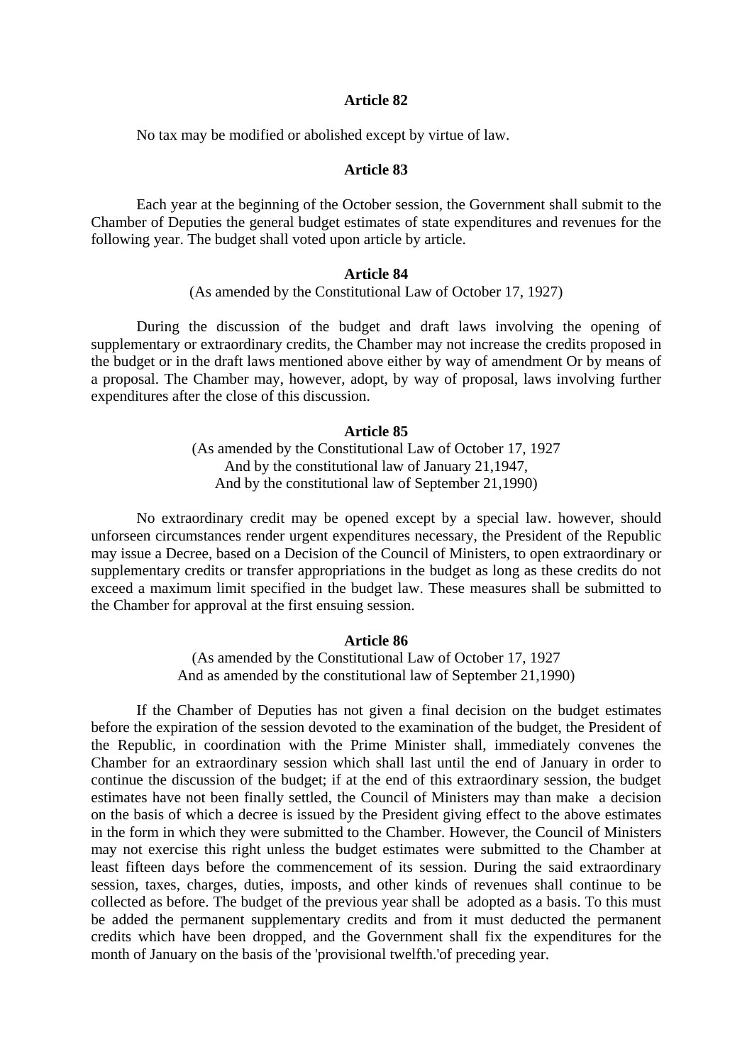### Article 82

No tax may be modified or abolished except by virtue of law.

### Article 83

Each year at the beginning of the October session, the Government shall submit to the Chamber of Deputies the general budget estimates of state expenditures and revenues for the following year. The budget shall voted upon article by article.

### Article 84

(As amended by the Constitutional Law of October 17, 1927)

During the discussion of the budget and draft laws involving the opening of supplementary or extraordinary credits, the Chamber may not increase the credits proposed in the budget or in the draft laws mentioned above either by way of amendment Or by means of a proposal. The Chamber may, however, adopt, by way of proposal, laws involving further expenditures after the close of this discussion.

### Article 85

(As amended by the Constitutional Law of October 17, 1927
And by the constitutional law of January 21,1947,
And by the constitutional law of September 21,1990)

No extraordinary credit may be opened except by a special law. however, should unforseen circumstances render urgent expenditures necessary, the President of the Republic may issue a Decree, based on a Decision of the Council of Ministers, to open extraordinary or supplementary credits or transfer appropriations in the budget as long as these credits do not exceed a maximum limit specified in the budget law. These measures shall be submitted to the Chamber for approval at the first ensuing session.

### Article 86

(As amended by the Constitutional Law of October 17, 1927
And as amended by the constitutional law of September 21,1990)

If the Chamber of Deputies has not given a final decision on the budget estimates before the expiration of the session devoted to the examination of the budget, the President of the Republic, in coordination with the Prime Minister shall, immediately convenes the Chamber for an extraordinary session which shall last until the end of January in order to continue the discussion of the budget; if at the end of this extraordinary session, the budget estimates have not been finally settled, the Council of Ministers may than make a decision on the basis of which a decree is issued by the President giving effect to the above estimates in the form in which they were submitted to the Chamber. However, the Council of Ministers may not exercise this right unless the budget estimates were submitted to the Chamber at least fifteen days before the commencement of its session. During the said extraordinary session, taxes, charges, duties, imposts, and other kinds of revenues shall continue to be collected as before. The budget of the previous year shall be adopted as a basis. To this must be added the permanent supplementary credits and from it must deducted the permanent credits which have been dropped, and the Government shall fix the expenditures for the month of January on the basis of the 'provisional twelfth.'of preceding year.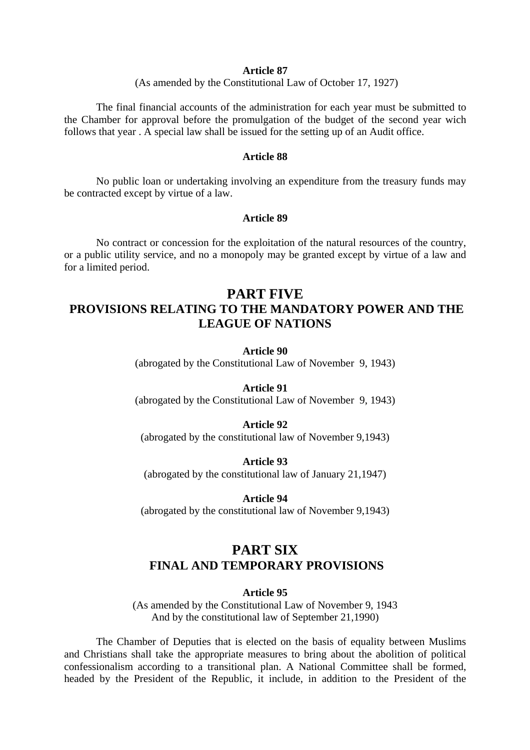**Article 87**

(As amended by the Constitutional Law of October 17, 1927)

The final financial accounts of the administration for each year must be submitted to the Chamber for approval before the promulgation of the budget of the second year wich follows that year . A special law shall be issued for the setting up of an Audit office.

**Article 88**

No public loan or undertaking involving an expenditure from the treasury funds may be contracted except by virtue of a law.

**Article 89**

No contract or concession for the exploitation of the natural resources of the country, or a public utility service, and no a monopoly may be granted except by virtue of a law and for a limited period.

# PART FIVE
## PROVISIONS RELATING TO THE MANDATORY POWER AND THE LEAGUE OF NATIONS

**Article 90**

(abrogated by the Constitutional Law of November 9, 1943)

**Article 91**

(abrogated by the Constitutional Law of November 9, 1943)

**Article 92**

(abrogated by the constitutional law of November 9,1943)

**Article 93**

(abrogated by the constitutional law of January 21,1947)

**Article 94**

(abrogated by the constitutional law of November 9,1943)

# PART SIX
## FINAL AND TEMPORARY PROVISIONS

**Article 95**

(As amended by the Constitutional Law of November 9, 1943
And by the constitutional law of September 21,1990)

The Chamber of Deputies that is elected on the basis of equality between Muslims and Christians shall take the appropriate measures to bring about the abolition of political confessionalism according to a transitional plan. A National Committee shall be formed, headed by the President of the Republic, it include, in addition to the President of the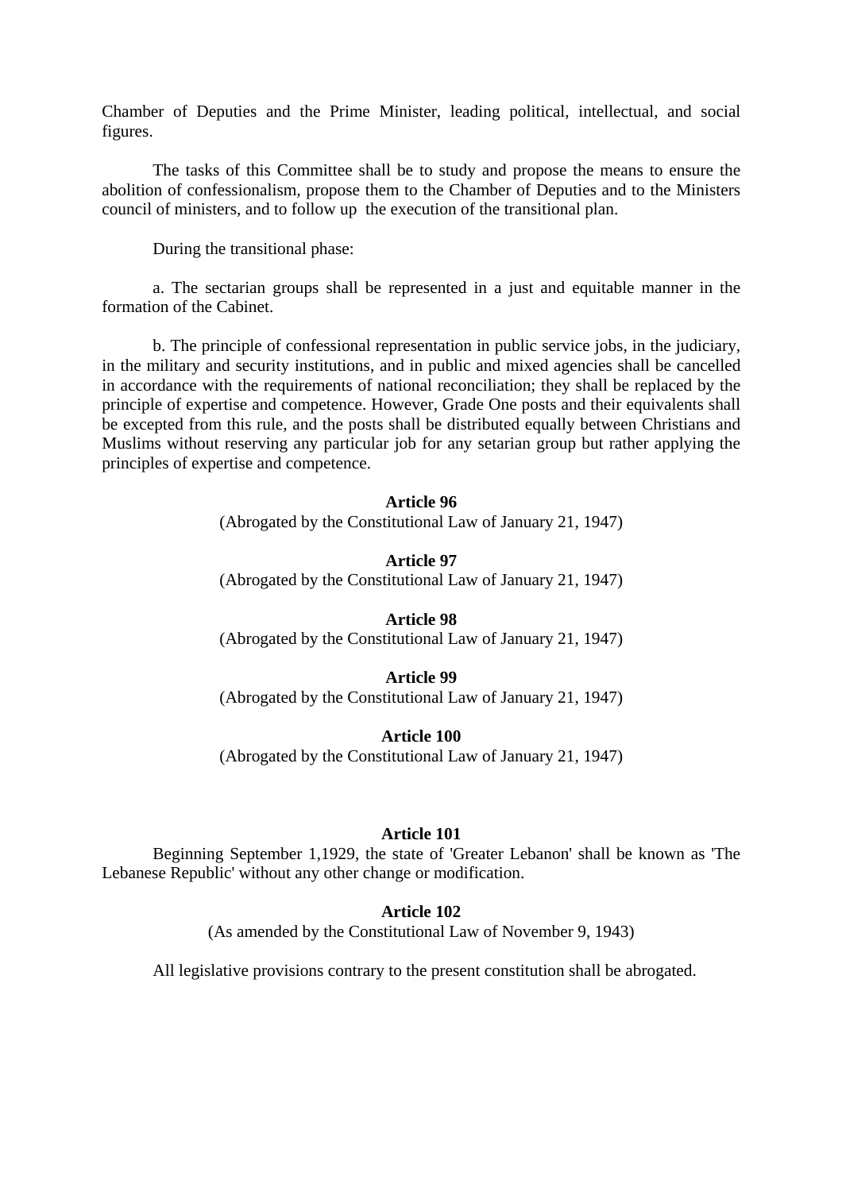Chamber of Deputies and the Prime Minister, leading political, intellectual, and social figures.

The tasks of this Committee shall be to study and propose the means to ensure the abolition of confessionalism, propose them to the Chamber of Deputies and to the Ministers council of ministers, and to follow up the execution of the transitional plan.

During the transitional phase:

a. The sectarian groups shall be represented in a just and equitable manner in the formation of the Cabinet.

b. The principle of confessional representation in public service jobs, in the judiciary, in the military and security institutions, and in public and mixed agencies shall be cancelled in accordance with the requirements of national reconciliation; they shall be replaced by the principle of expertise and competence. However, Grade One posts and their equivalents shall be excepted from this rule, and the posts shall be distributed equally between Christians and Muslims without reserving any particular job for any setarian group but rather applying the principles of expertise and competence.

**Article 96**

(Abrogated by the Constitutional Law of January 21, 1947)

**Article 97**

(Abrogated by the Constitutional Law of January 21, 1947)

**Article 98**

(Abrogated by the Constitutional Law of January 21, 1947)

**Article 99**

(Abrogated by the Constitutional Law of January 21, 1947)

**Article 100**

(Abrogated by the Constitutional Law of January 21, 1947)

**Article 101**

Beginning September 1,1929, the state of 'Greater Lebanon' shall be known as 'The Lebanese Republic' without any other change or modification.

**Article 102**

(As amended by the Constitutional Law of November 9, 1943)

All legislative provisions contrary to the present constitution shall be abrogated.